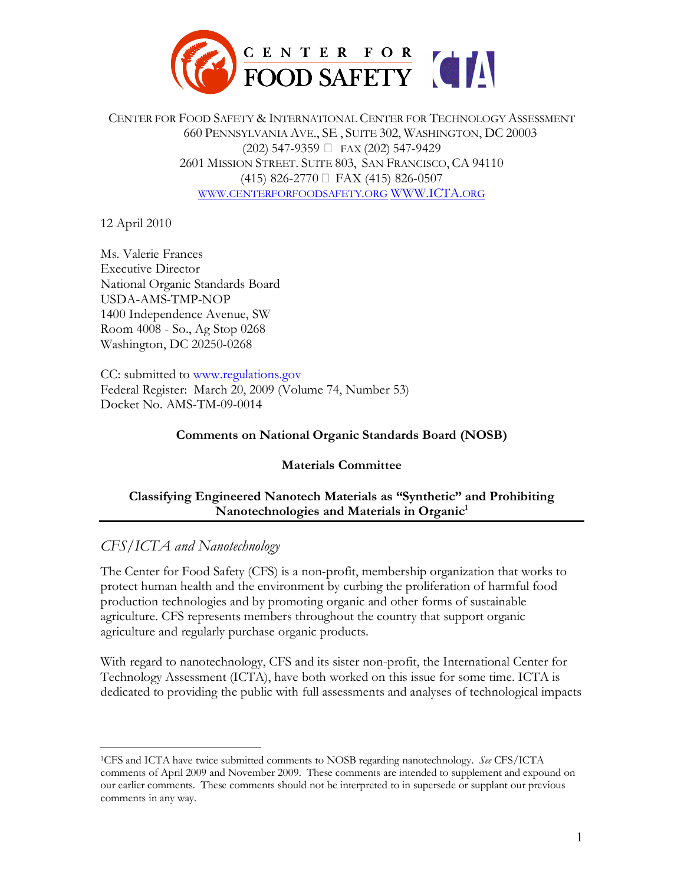CENTER FOR FOOD SAFETY & INTERNATIONAL CENTER FOR TECHNOLOGY ASSESSMENT
660 PENNSYLVANIA AVE., SE , SUITE 302, WASHINGTON, DC 20003
(202) 547-9359  FAX (202) 547-9429
2601 MISSION STREET. SUITE 803, SAN FRANCISCO, CA 94110
(415) 826-2770  FAX (415) 826-0507
WWW.CENTERFORFOODSAFETY.ORG WWW.ICTA.ORG

12 April 2010

Ms. Valerie Frances
Executive Director
National Organic Standards Board
USDA-AMS-TMP-NOP
1400 Independence Avenue, SW
Room 4008 - So., Ag Stop 0268
Washington, DC 20250-0268

CC: submitted to www.regulations.gov
Federal Register: March 20, 2009 (Volume 74, Number 53)
Docket No. AMS-TM-09-0014

**Comments on National Organic Standards Board (NOSB)**

**Materials Committee**

**Classifying Engineered Nanotech Materials as "Synthetic" and Prohibiting Nanotechnologies and Materials in Organic[1]**

## *CFS/ICTA and Nanotechnology*

The Center for Food Safety (CFS) is a non-profit, membership organization that works to protect human health and the environment by curbing the proliferation of harmful food production technologies and by promoting organic and other forms of sustainable agriculture. CFS represents members throughout the country that support organic agriculture and regularly purchase organic products.

With regard to nanotechnology, CFS and its sister non-profit, the International Center for Technology Assessment (ICTA), have both worked on this issue for some time. ICTA is dedicated to providing the public with full assessments and analyses of technological impacts

[1]CFS and ICTA have twice submitted comments to NOSB regarding nanotechnology. *See* CFS/ICTA comments of April 2009 and November 2009. These comments are intended to supplement and expound on our earlier comments. These comments should not be interpreted to in supersede or supplant our previous comments in any way.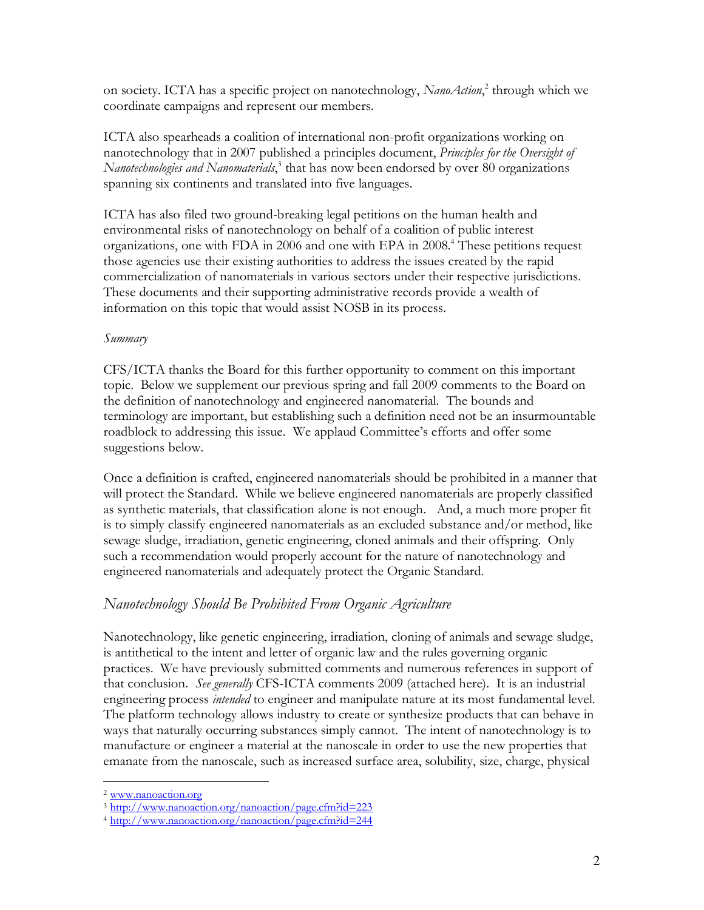on society. ICTA has a specific project on nanotechnology, *NanoAction*,[2] through which we coordinate campaigns and represent our members.

ICTA also spearheads a coalition of international non-profit organizations working on nanotechnology that in 2007 published a principles document, *Principles for the Oversight of Nanotechnologies and Nanomaterials*,[3] that has now been endorsed by over 80 organizations spanning six continents and translated into five languages.

ICTA has also filed two ground-breaking legal petitions on the human health and environmental risks of nanotechnology on behalf of a coalition of public interest organizations, one with FDA in 2006 and one with EPA in 2008.[4] These petitions request those agencies use their existing authorities to address the issues created by the rapid commercialization of nanomaterials in various sectors under their respective jurisdictions. These documents and their supporting administrative records provide a wealth of information on this topic that would assist NOSB in its process.

*Summary*

CFS/ICTA thanks the Board for this further opportunity to comment on this important topic. Below we supplement our previous spring and fall 2009 comments to the Board on the definition of nanotechnology and engineered nanomaterial. The bounds and terminology are important, but establishing such a definition need not be an insurmountable roadblock to addressing this issue. We applaud Committee's efforts and offer some suggestions below.

Once a definition is crafted, engineered nanomaterials should be prohibited in a manner that will protect the Standard. While we believe engineered nanomaterials are properly classified as synthetic materials, that classification alone is not enough. And, a much more proper fit is to simply classify engineered nanomaterials as an excluded substance and/or method, like sewage sludge, irradiation, genetic engineering, cloned animals and their offspring. Only such a recommendation would properly account for the nature of nanotechnology and engineered nanomaterials and adequately protect the Organic Standard.

## *Nanotechnology Should Be Prohibited From Organic Agriculture*

Nanotechnology, like genetic engineering, irradiation, cloning of animals and sewage sludge, is antithetical to the intent and letter of organic law and the rules governing organic practices. We have previously submitted comments and numerous references in support of that conclusion. *See generally* CFS-ICTA comments 2009 (attached here). It is an industrial engineering process *intended* to engineer and manipulate nature at its most fundamental level. The platform technology allows industry to create or synthesize products that can behave in ways that naturally occurring substances simply cannot. The intent of nanotechnology is to manufacture or engineer a material at the nanoscale in order to use the new properties that emanate from the nanoscale, such as increased surface area, solubility, size, charge, physical

---

[2] www.nanoaction.org

[3] http://www.nanoaction.org/nanoaction/page.cfm?id=223

[4] http://www.nanoaction.org/nanoaction/page.cfm?id=244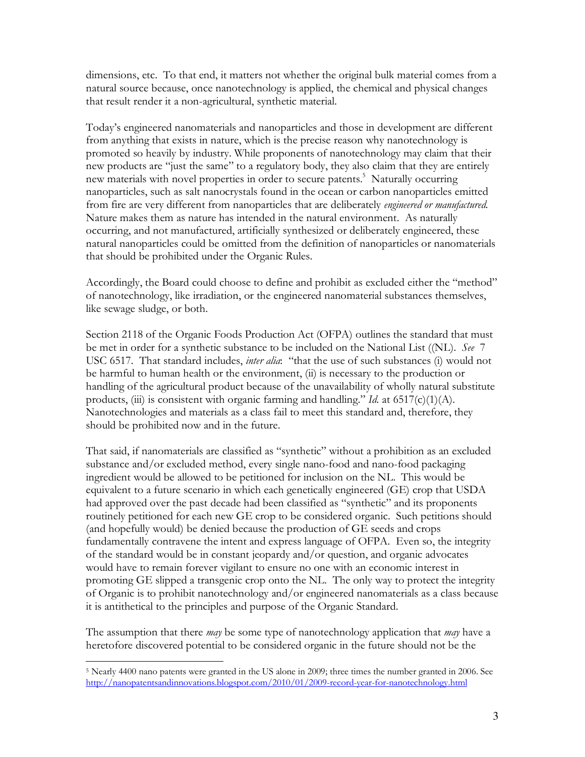dimensions, etc. To that end, it matters not whether the original bulk material comes from a natural source because, once nanotechnology is applied, the chemical and physical changes that result render it a non-agricultural, synthetic material.

Today's engineered nanomaterials and nanoparticles and those in development are different from anything that exists in nature, which is the precise reason why nanotechnology is promoted so heavily by industry. While proponents of nanotechnology may claim that their new products are "just the same" to a regulatory body, they also claim that they are entirely new materials with novel properties in order to secure patents.[5] Naturally occurring nanoparticles, such as salt nanocrystals found in the ocean or carbon nanoparticles emitted from fire are very different from nanoparticles that are deliberately *engineered or manufactured*. Nature makes them as nature has intended in the natural environment. As naturally occurring, and not manufactured, artificially synthesized or deliberately engineered, these natural nanoparticles could be omitted from the definition of nanoparticles or nanomaterials that should be prohibited under the Organic Rules.

Accordingly, the Board could choose to define and prohibit as excluded either the "method" of nanotechnology, like irradiation, or the engineered nanomaterial substances themselves, like sewage sludge, or both.

Section 2118 of the Organic Foods Production Act (OFPA) outlines the standard that must be met in order for a synthetic substance to be included on the National List ((NL). *See* 7 USC 6517. That standard includes, *inter alia*: "that the use of such substances (i) would not be harmful to human health or the environment, (ii) is necessary to the production or handling of the agricultural product because of the unavailability of wholly natural substitute products, (iii) is consistent with organic farming and handling." *Id.* at 6517(c)(1)(A). Nanotechnologies and materials as a class fail to meet this standard and, therefore, they should be prohibited now and in the future.

That said, if nanomaterials are classified as "synthetic" without a prohibition as an excluded substance and/or excluded method, every single nano-food and nano-food packaging ingredient would be allowed to be petitioned for inclusion on the NL. This would be equivalent to a future scenario in which each genetically engineered (GE) crop that USDA had approved over the past decade had been classified as "synthetic" and its proponents routinely petitioned for each new GE crop to be considered organic. Such petitions should (and hopefully would) be denied because the production of GE seeds and crops fundamentally contravene the intent and express language of OFPA. Even so, the integrity of the standard would be in constant jeopardy and/or question, and organic advocates would have to remain forever vigilant to ensure no one with an economic interest in promoting GE slipped a transgenic crop onto the NL. The only way to protect the integrity of Organic is to prohibit nanotechnology and/or engineered nanomaterials as a class because it is antithetical to the principles and purpose of the Organic Standard.

The assumption that there *may* be some type of nanotechnology application that *may* have a heretofore discovered potential to be considered organic in the future should not be the

[5] Nearly 4400 nano patents were granted in the US alone in 2009; three times the number granted in 2006. See http://nanopatentsandinnovations.blogspot.com/2010/01/2009-record-year-for-nanotechnology.html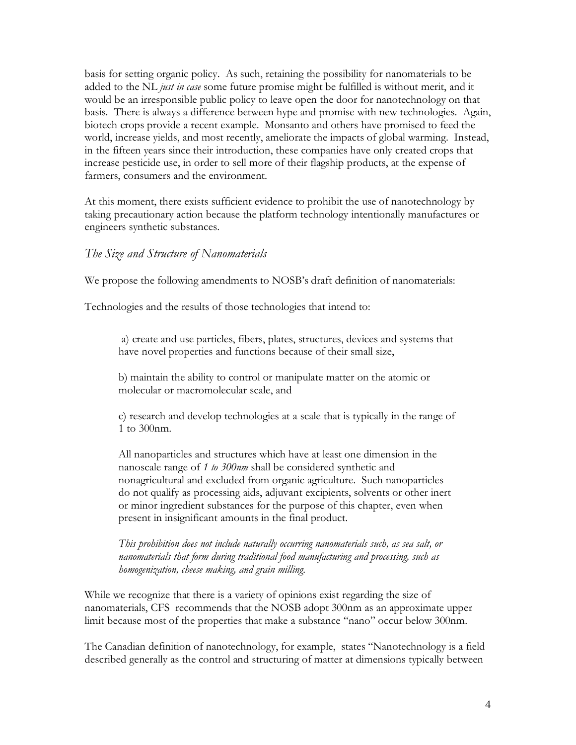basis for setting organic policy. As such, retaining the possibility for nanomaterials to be added to the NL *just in case* some future promise might be fulfilled is without merit, and it would be an irresponsible public policy to leave open the door for nanotechnology on that basis. There is always a difference between hype and promise with new technologies. Again, biotech crops provide a recent example. Monsanto and others have promised to feed the world, increase yields, and most recently, ameliorate the impacts of global warming. Instead, in the fifteen years since their introduction, these companies have only created crops that increase pesticide use, in order to sell more of their flagship products, at the expense of farmers, consumers and the environment.

At this moment, there exists sufficient evidence to prohibit the use of nanotechnology by taking precautionary action because the platform technology intentionally manufactures or engineers synthetic substances.

### *The Size and Structure of Nanomaterials*

We propose the following amendments to NOSB's draft definition of nanomaterials:

Technologies and the results of those technologies that intend to:

> a) create and use particles, fibers, plates, structures, devices and systems that have novel properties and functions because of their small size,
>
> b) maintain the ability to control or manipulate matter on the atomic or molecular or macromolecular scale, and
>
> c) research and develop technologies at a scale that is typically in the range of 1 to 300nm.
>
> All nanoparticles and structures which have at least one dimension in the nanoscale range of *1 to 300nm* shall be considered synthetic and nonagricultural and excluded from organic agriculture. Such nanoparticles do not qualify as processing aids, adjuvant excipients, solvents or other inert or minor ingredient substances for the purpose of this chapter, even when present in insignificant amounts in the final product.
>
> *This prohibition does not include naturally occurring nanomaterials such, as sea salt, or nanomaterials that form during traditional food manufacturing and processing, such as homogenization, cheese making, and grain milling.*

While we recognize that there is a variety of opinions exist regarding the size of nanomaterials, CFS recommends that the NOSB adopt 300nm as an approximate upper limit because most of the properties that make a substance "nano" occur below 300nm.

The Canadian definition of nanotechnology, for example, states "Nanotechnology is a field described generally as the control and structuring of matter at dimensions typically between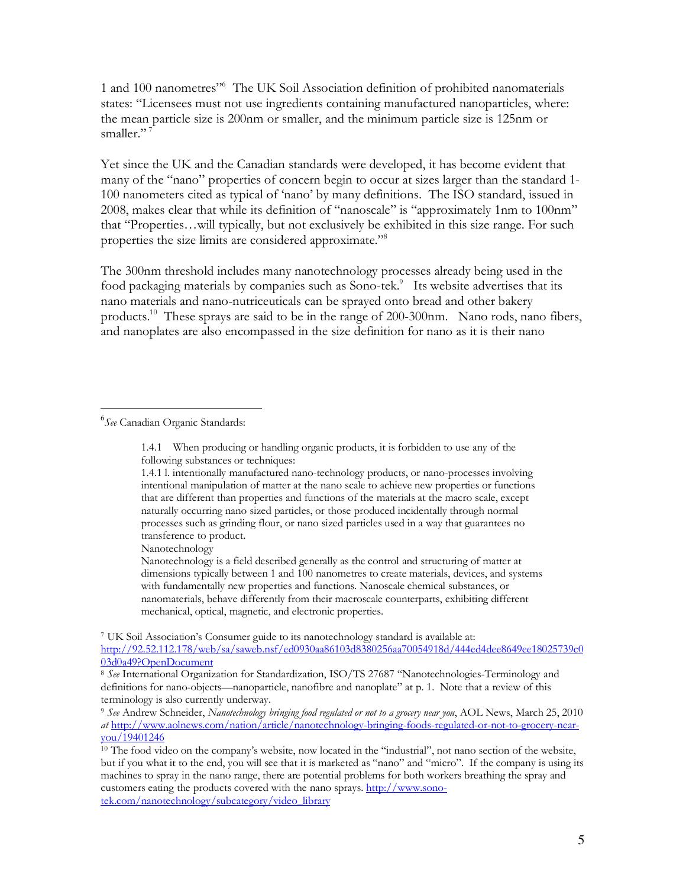1 and 100 nanometres"[6] The UK Soil Association definition of prohibited nanomaterials states: "Licensees must not use ingredients containing manufactured nanoparticles, where: the mean particle size is 200nm or smaller, and the minimum particle size is 125nm or smaller." [7]

Yet since the UK and the Canadian standards were developed, it has become evident that many of the "nano" properties of concern begin to occur at sizes larger than the standard 1-100 nanometers cited as typical of 'nano' by many definitions. The ISO standard, issued in 2008, makes clear that while its definition of "nanoscale" is "approximately 1nm to 100nm" that "Properties…will typically, but not exclusively be exhibited in this size range. For such properties the size limits are considered approximate."[8]

The 300nm threshold includes many nanotechnology processes already being used in the food packaging materials by companies such as Sono-tek.[9] Its website advertises that its nano materials and nano-nutriceuticals can be sprayed onto bread and other bakery products.[10] These sprays are said to be in the range of 200-300nm. Nano rods, nano fibers, and nanoplates are also encompassed in the size definition for nano as it is their nano

---

[6] *See* Canadian Organic Standards:

> 1.4.1 When producing or handling organic products, it is forbidden to use any of the following substances or techniques:
>
> 1.4.1 l. intentionally manufactured nano-technology products, or nano-processes involving intentional manipulation of matter at the nano scale to achieve new properties or functions that are different than properties and functions of the materials at the macro scale, except naturally occurring nano sized particles, or those produced incidentally through normal processes such as grinding flour, or nano sized particles used in a way that guarantees no transference to product.
>
> Nanotechnology
>
> Nanotechnology is a field described generally as the control and structuring of matter at dimensions typically between 1 and 100 nanometres to create materials, devices, and systems with fundamentally new properties and functions. Nanoscale chemical substances, or nanomaterials, behave differently from their macroscale counterparts, exhibiting different mechanical, optical, magnetic, and electronic properties.

[7] UK Soil Association's Consumer guide to its nanotechnology standard is available at: http://92.52.112.178/web/sa/saweb.nsf/ed0930aa86103d8380256aa70054918d/444ed4dee8649ee18025739c003d0a49?OpenDocument

[8] *See* International Organization for Standardization, ISO/TS 27687 "Nanotechnologies-Terminology and definitions for nano-objects—nanoparticle, nanofibre and nanoplate" at p. 1. Note that a review of this terminology is also currently underway.

[9] *See* Andrew Schneider, *Nanotechnology bringing food regulated or not to a grocery near you*, AOL News, March 25, 2010 *at* http://www.aolnews.com/nation/article/nanotechnology-bringing-foods-regulated-or-not-to-grocery-near-you/19401246

[10] The food video on the company's website, now located in the "industrial", not nano section of the website, but if you what it to the end, you will see that it is marketed as "nano" and "micro". If the company is using its machines to spray in the nano range, there are potential problems for both workers breathing the spray and customers eating the products covered with the nano sprays. http://www.sono-tek.com/nanotechnology/subcategory/video_library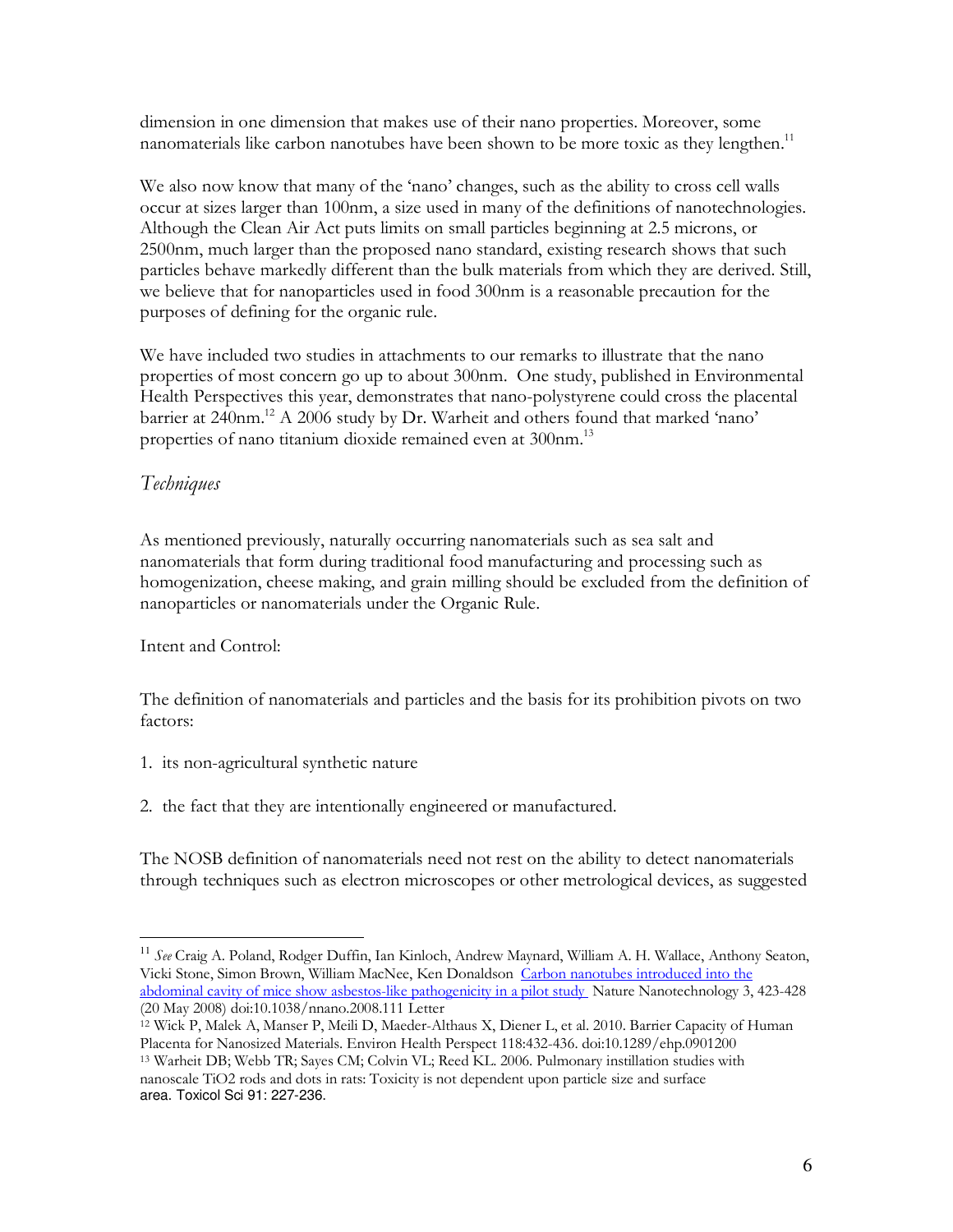dimension in one dimension that makes use of their nano properties. Moreover, some nanomaterials like carbon nanotubes have been shown to be more toxic as they lengthen.[11]

We also now know that many of the 'nano' changes, such as the ability to cross cell walls occur at sizes larger than 100nm, a size used in many of the definitions of nanotechnologies. Although the Clean Air Act puts limits on small particles beginning at 2.5 microns, or 2500nm, much larger than the proposed nano standard, existing research shows that such particles behave markedly different than the bulk materials from which they are derived. Still, we believe that for nanoparticles used in food 300nm is a reasonable precaution for the purposes of defining for the organic rule.

We have included two studies in attachments to our remarks to illustrate that the nano properties of most concern go up to about 300nm. One study, published in Environmental Health Perspectives this year, demonstrates that nano-polystyrene could cross the placental barrier at 240nm.[12] A 2006 study by Dr. Warheit and others found that marked 'nano' properties of nano titanium dioxide remained even at 300nm.[13]

## *Techniques*

As mentioned previously, naturally occurring nanomaterials such as sea salt and nanomaterials that form during traditional food manufacturing and processing such as homogenization, cheese making, and grain milling should be excluded from the definition of nanoparticles or nanomaterials under the Organic Rule.

Intent and Control:

The definition of nanomaterials and particles and the basis for its prohibition pivots on two factors:

1. its non-agricultural synthetic nature
2. the fact that they are intentionally engineered or manufactured.

The NOSB definition of nanomaterials need not rest on the ability to detect nanomaterials through techniques such as electron microscopes or other metrological devices, as suggested

---

[11] *See* Craig A. Poland, Rodger Duffin, Ian Kinloch, Andrew Maynard, William A. H. Wallace, Anthony Seaton, Vicki Stone, Simon Brown, William MacNee, Ken Donaldson [Carbon nanotubes introduced into the abdominal cavity of mice show asbestos-like pathogenicity in a pilot study](#) Nature Nanotechnology 3, 423-428 (20 May 2008) doi:10.1038/nnano.2008.111 Letter

[12] Wick P, Malek A, Manser P, Meili D, Maeder-Althaus X, Diener L, et al. 2010. Barrier Capacity of Human Placenta for Nanosized Materials. Environ Health Perspect 118:432-436. doi:10.1289/ehp.0901200

[13] Warheit DB; Webb TR; Sayes CM; Colvin VL; Reed KL. 2006. Pulmonary instillation studies with nanoscale $TiO_2$ rods and dots in rats: Toxicity is not dependent upon particle size and surface area. Toxicol Sci 91: 227-236.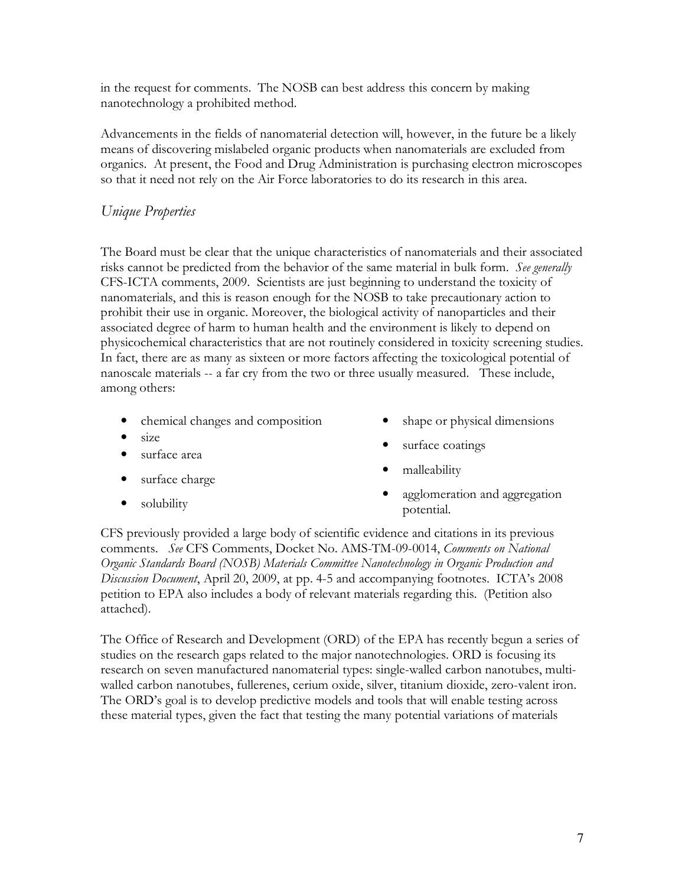in the request for comments. The NOSB can best address this concern by making nanotechnology a prohibited method.

Advancements in the fields of nanomaterial detection will, however, in the future be a likely means of discovering mislabeled organic products when nanomaterials are excluded from organics. At present, the Food and Drug Administration is purchasing electron microscopes so that it need not rely on the Air Force laboratories to do its research in this area.

### *Unique Properties*

The Board must be clear that the unique characteristics of nanomaterials and their associated risks cannot be predicted from the behavior of the same material in bulk form. *See generally* CFS-ICTA comments, 2009. Scientists are just beginning to understand the toxicity of nanomaterials, and this is reason enough for the NOSB to take precautionary action to prohibit their use in organic. Moreover, the biological activity of nanoparticles and their associated degree of harm to human health and the environment is likely to depend on physicochemical characteristics that are not routinely considered in toxicity screening studies. In fact, there are as many as sixteen or more factors affecting the toxicological potential of nanoscale materials -- a far cry from the two or three usually measured. These include, among others:

- chemical changes and composition
- size
- surface area
- surface charge
- solubility
- shape or physical dimensions
- surface coatings
- malleability
- agglomeration and aggregation potential.

CFS previously provided a large body of scientific evidence and citations in its previous comments. *See* CFS Comments, Docket No. AMS-TM-09-0014, *Comments on National Organic Standards Board (NOSB) Materials Committee Nanotechnology in Organic Production and Discussion Document*, April 20, 2009, at pp. 4-5 and accompanying footnotes. ICTA's 2008 petition to EPA also includes a body of relevant materials regarding this. (Petition also attached).

The Office of Research and Development (ORD) of the EPA has recently begun a series of studies on the research gaps related to the major nanotechnologies. ORD is focusing its research on seven manufactured nanomaterial types: single-walled carbon nanotubes, multi-walled carbon nanotubes, fullerenes, cerium oxide, silver, titanium dioxide, zero-valent iron. The ORD's goal is to develop predictive models and tools that will enable testing across these material types, given the fact that testing the many potential variations of materials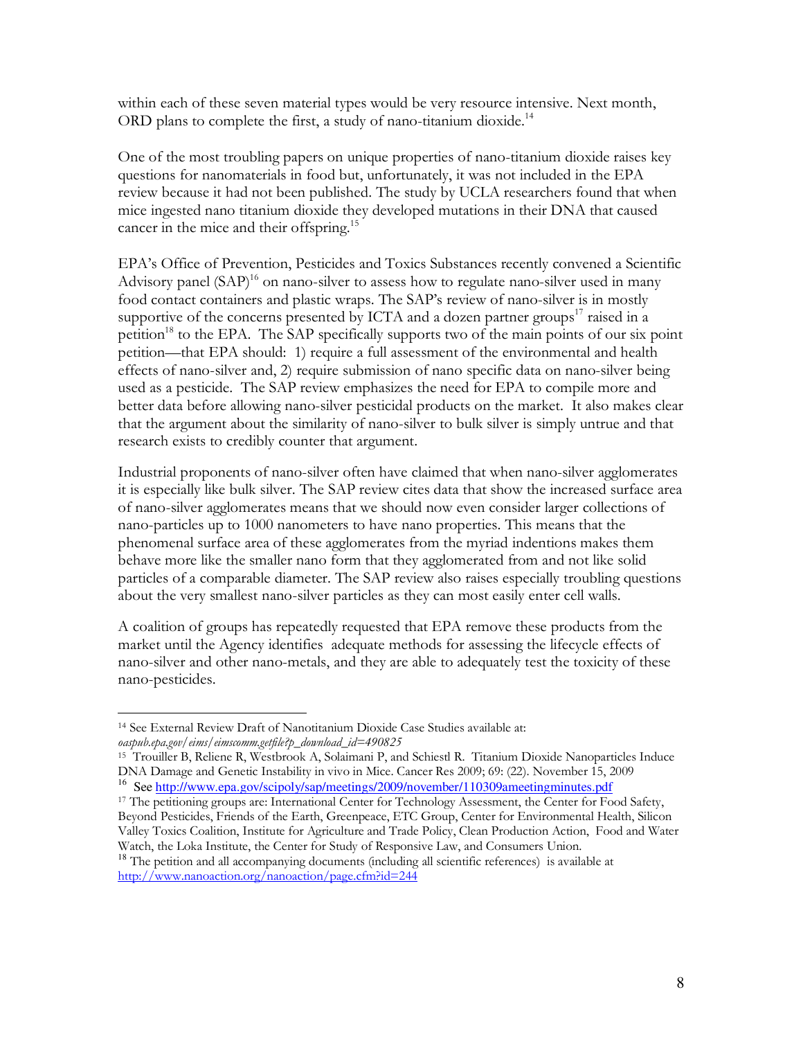within each of these seven material types would be very resource intensive. Next month, ORD plans to complete the first, a study of nano-titanium dioxide.[14]

One of the most troubling papers on unique properties of nano-titanium dioxide raises key questions for nanomaterials in food but, unfortunately, it was not included in the EPA review because it had not been published. The study by UCLA researchers found that when mice ingested nano titanium dioxide they developed mutations in their DNA that caused cancer in the mice and their offspring.[15]

EPA's Office of Prevention, Pesticides and Toxics Substances recently convened a Scientific Advisory panel (SAP)[16] on nano-silver to assess how to regulate nano-silver used in many food contact containers and plastic wraps. The SAP's review of nano-silver is in mostly supportive of the concerns presented by ICTA and a dozen partner groups[17] raised in a petition[18] to the EPA. The SAP specifically supports two of the main points of our six point petition—that EPA should: 1) require a full assessment of the environmental and health effects of nano-silver and, 2) require submission of nano specific data on nano-silver being used as a pesticide. The SAP review emphasizes the need for EPA to compile more and better data before allowing nano-silver pesticidal products on the market. It also makes clear that the argument about the similarity of nano-silver to bulk silver is simply untrue and that research exists to credibly counter that argument.

Industrial proponents of nano-silver often have claimed that when nano-silver agglomerates it is especially like bulk silver. The SAP review cites data that show the increased surface area of nano-silver agglomerates means that we should now even consider larger collections of nano-particles up to 1000 nanometers to have nano properties. This means that the phenomenal surface area of these agglomerates from the myriad indentions makes them behave more like the smaller nano form that they agglomerated from and not like solid particles of a comparable diameter. The SAP review also raises especially troubling questions about the very smallest nano-silver particles as they can most easily enter cell walls.

A coalition of groups has repeatedly requested that EPA remove these products from the market until the Agency identifies adequate methods for assessing the lifecycle effects of nano-silver and other nano-metals, and they are able to adequately test the toxicity of these nano-pesticides.

---

[14] See External Review Draft of Nanotitanium Dioxide Case Studies available at: *oaspub.epa.gov/eims/eimscomm.getfile?p_download_id=490825*

[15] Trouiller B, Reliene R, Westbrook A, Solaimani P, and Schiestl R. Titanium Dioxide Nanoparticles Induce DNA Damage and Genetic Instability in vivo in Mice. Cancer Res 2009; 69: (22). November 15, 2009

[16] See http://www.epa.gov/scipoly/sap/meetings/2009/november/110309ameetingminutes.pdf

[17] The petitioning groups are: International Center for Technology Assessment, the Center for Food Safety, Beyond Pesticides, Friends of the Earth, Greenpeace, ETC Group, Center for Environmental Health, Silicon Valley Toxics Coalition, Institute for Agriculture and Trade Policy, Clean Production Action, Food and Water Watch, the Loka Institute, the Center for Study of Responsive Law, and Consumers Union.

[18] The petition and all accompanying documents (including all scientific references) is available at http://www.nanoaction.org/nanoaction/page.cfm?id=244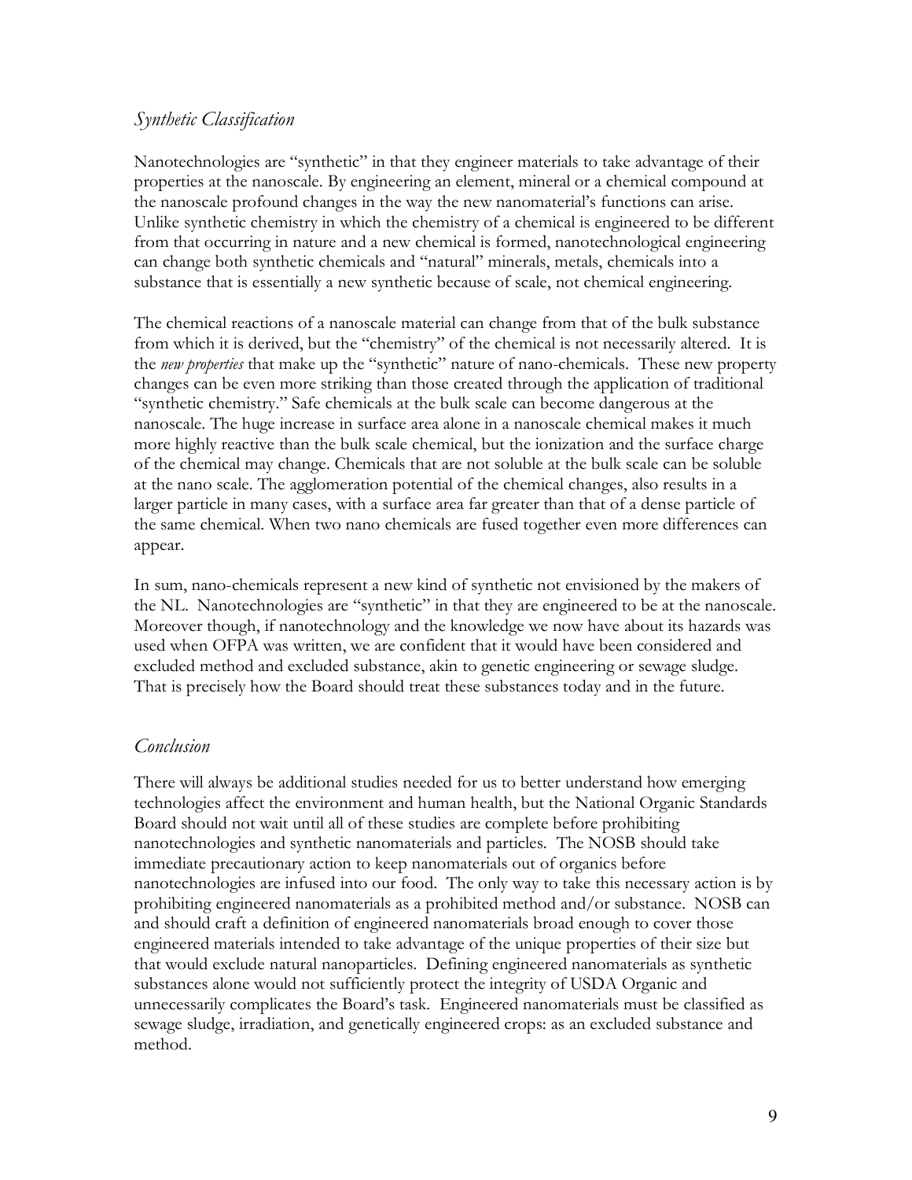## *Synthetic Classification*

Nanotechnologies are "synthetic" in that they engineer materials to take advantage of their properties at the nanoscale. By engineering an element, mineral or a chemical compound at the nanoscale profound changes in the way the new nanomaterial's functions can arise. Unlike synthetic chemistry in which the chemistry of a chemical is engineered to be different from that occurring in nature and a new chemical is formed, nanotechnological engineering can change both synthetic chemicals and "natural" minerals, metals, chemicals into a substance that is essentially a new synthetic because of scale, not chemical engineering.

The chemical reactions of a nanoscale material can change from that of the bulk substance from which it is derived, but the "chemistry" of the chemical is not necessarily altered. It is the *new properties* that make up the "synthetic" nature of nano-chemicals. These new property changes can be even more striking than those created through the application of traditional "synthetic chemistry." Safe chemicals at the bulk scale can become dangerous at the nanoscale. The huge increase in surface area alone in a nanoscale chemical makes it much more highly reactive than the bulk scale chemical, but the ionization and the surface charge of the chemical may change. Chemicals that are not soluble at the bulk scale can be soluble at the nano scale. The agglomeration potential of the chemical changes, also results in a larger particle in many cases, with a surface area far greater than that of a dense particle of the same chemical. When two nano chemicals are fused together even more differences can appear.

In sum, nano-chemicals represent a new kind of synthetic not envisioned by the makers of the NL. Nanotechnologies are "synthetic" in that they are engineered to be at the nanoscale. Moreover though, if nanotechnology and the knowledge we now have about its hazards was used when OFPA was written, we are confident that it would have been considered and excluded method and excluded substance, akin to genetic engineering or sewage sludge. That is precisely how the Board should treat these substances today and in the future.

## *Conclusion*

There will always be additional studies needed for us to better understand how emerging technologies affect the environment and human health, but the National Organic Standards Board should not wait until all of these studies are complete before prohibiting nanotechnologies and synthetic nanomaterials and particles. The NOSB should take immediate precautionary action to keep nanomaterials out of organics before nanotechnologies are infused into our food. The only way to take this necessary action is by prohibiting engineered nanomaterials as a prohibited method and/or substance. NOSB can and should craft a definition of engineered nanomaterials broad enough to cover those engineered materials intended to take advantage of the unique properties of their size but that would exclude natural nanoparticles. Defining engineered nanomaterials as synthetic substances alone would not sufficiently protect the integrity of USDA Organic and unnecessarily complicates the Board's task. Engineered nanomaterials must be classified as sewage sludge, irradiation, and genetically engineered crops: as an excluded substance and method.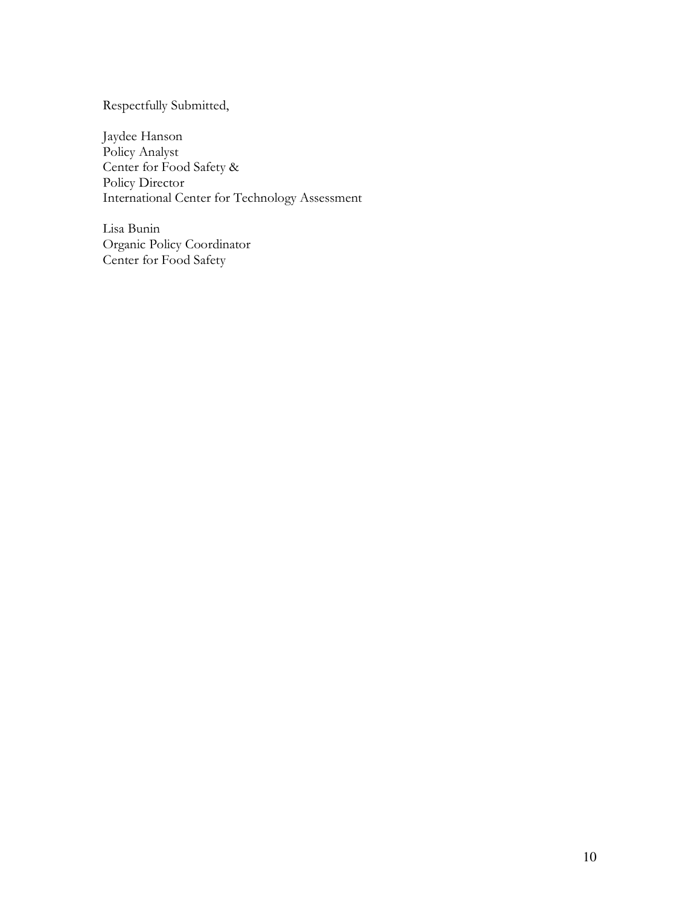Respectfully Submitted,

Jaydee Hanson
Policy Analyst
Center for Food Safety &
Policy Director
International Center for Technology Assessment

Lisa Bunin
Organic Policy Coordinator
Center for Food Safety